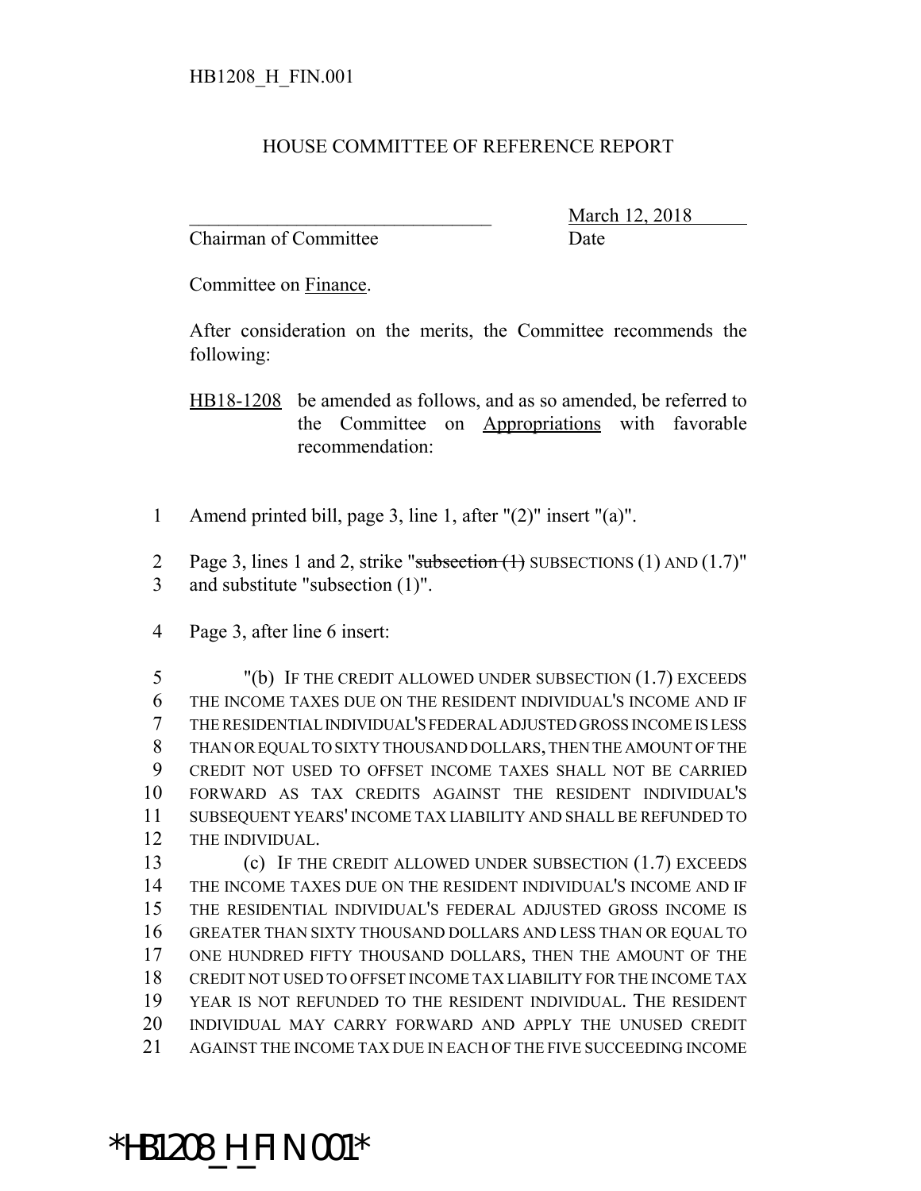HB1208_H_FIN.001

# HOUSE COMMITTEE OF REFERENCE REPORT

_________________________________ March 12, 2018
Chairman of Committee Date

Committee on Finance.

After consideration on the merits, the Committee recommends the following:

HB18-1208 be amended as follows, and as so amended, be referred to the Committee on Appropriations with favorable recommendation:

1 Amend printed bill, page 3, line 1, after "(2)" insert "(a)".

2 Page 3, lines 1 and 2, strike "~~subsection (1)~~ SUBSECTIONS (1) AND (1.7)"
3 and substitute "subsection (1)".

4 Page 3, after line 6 insert:

5 "(b) IF THE CREDIT ALLOWED UNDER SUBSECTION (1.7) EXCEEDS
6 THE INCOME TAXES DUE ON THE RESIDENT INDIVIDUAL'S INCOME AND IF
7 THE RESIDENTIAL INDIVIDUAL'S FEDERAL ADJUSTED GROSS INCOME IS LESS
8 THAN OR EQUAL TO SIXTY THOUSAND DOLLARS, THEN THE AMOUNT OF THE
9 CREDIT NOT USED TO OFFSET INCOME TAXES SHALL NOT BE CARRIED
10 FORWARD AS TAX CREDITS AGAINST THE RESIDENT INDIVIDUAL'S
11 SUBSEQUENT YEARS' INCOME TAX LIABILITY AND SHALL BE REFUNDED TO
12 THE INDIVIDUAL.
13 (c) IF THE CREDIT ALLOWED UNDER SUBSECTION (1.7) EXCEEDS
14 THE INCOME TAXES DUE ON THE RESIDENT INDIVIDUAL'S INCOME AND IF
15 THE RESIDENTIAL INDIVIDUAL'S FEDERAL ADJUSTED GROSS INCOME IS
16 GREATER THAN SIXTY THOUSAND DOLLARS AND LESS THAN OR EQUAL TO
17 ONE HUNDRED FIFTY THOUSAND DOLLARS, THEN THE AMOUNT OF THE
18 CREDIT NOT USED TO OFFSET INCOME TAX LIABILITY FOR THE INCOME TAX
19 YEAR IS NOT REFUNDED TO THE RESIDENT INDIVIDUAL. THE RESIDENT
20 INDIVIDUAL MAY CARRY FORWARD AND APPLY THE UNUSED CREDIT
21 AGAINST THE INCOME TAX DUE IN EACH OF THE FIVE SUCCEEDING INCOME

*HB1208_H_FIN.001*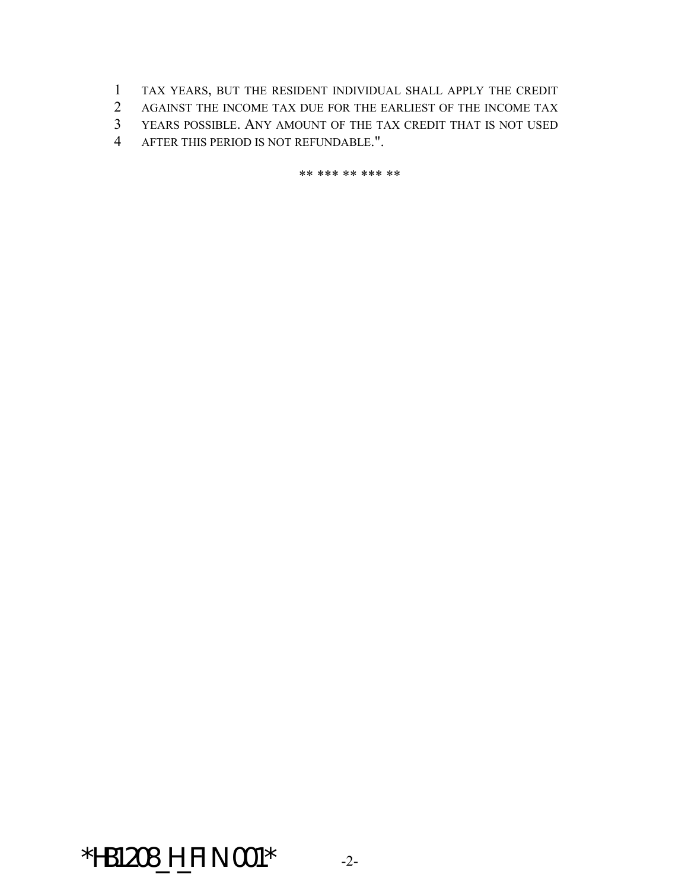TAX YEARS, BUT THE RESIDENT INDIVIDUAL SHALL APPLY THE CREDIT AGAINST THE INCOME TAX DUE FOR THE EARLIEST OF THE INCOME TAX YEARS POSSIBLE. ANY AMOUNT OF THE TAX CREDIT THAT IS NOT USED AFTER THIS PERIOD IS NOT REFUNDABLE.".

** *** ** *** **